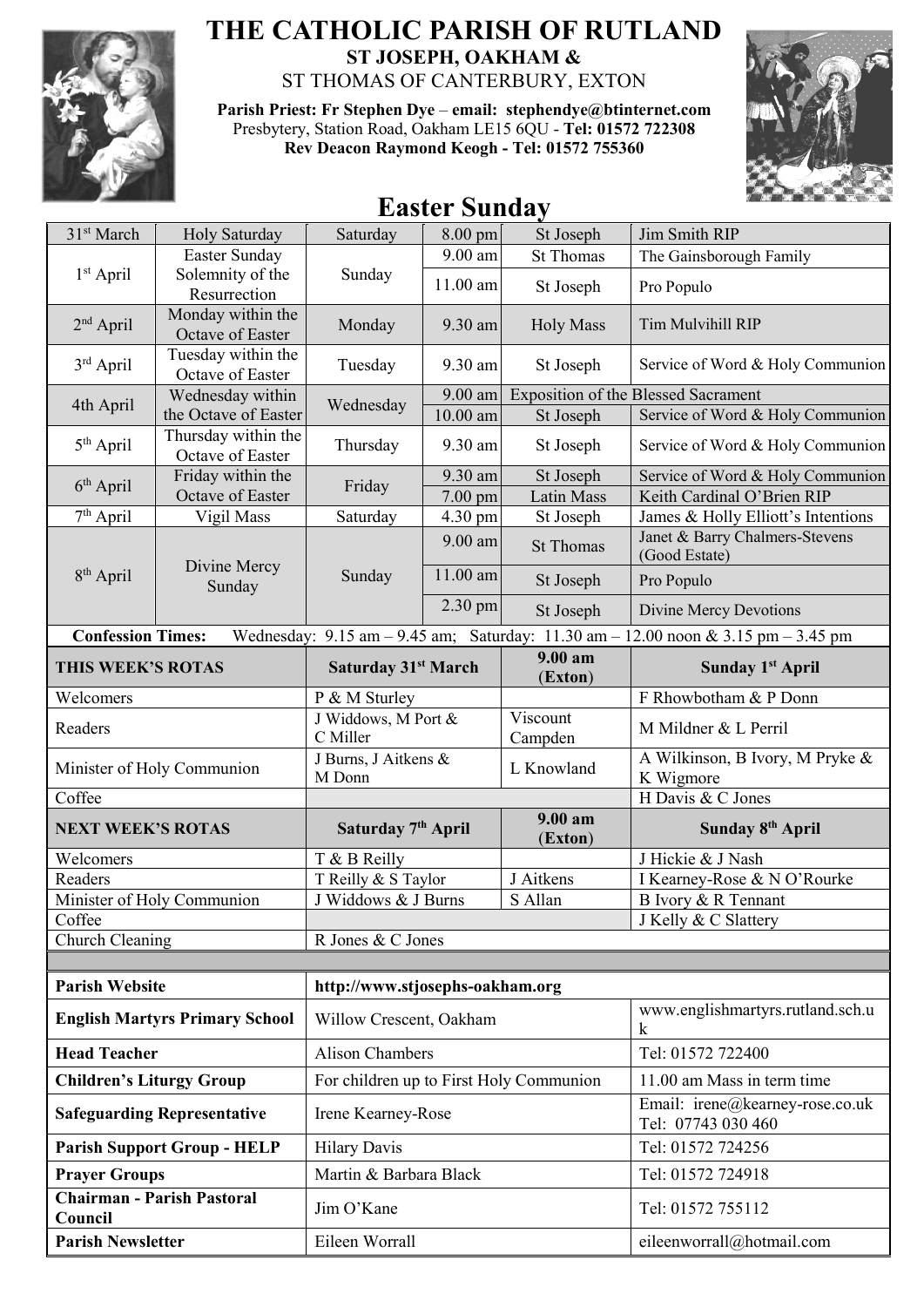# THE CATHOLIC PARISH OF RUTLAND

## ST JOSEPH, OAKHAM &

ST THOMAS OF CANTERBURY, EXTON

**Parish Priest: Fr Stephen Dye** – **email: stephendye@btinternet.com**
Presbytery, Station Road, Oakham LE15 6QU - **Tel: 01572 722308**
**Rev Deacon Raymond Keogh - Tel: 01572 755360**

## Easter Sunday

| Date | Feast | Day | Time | Place | Intention |
|---|---|---|---|---|---|
| 31st March | Holy Saturday | Saturday | 8.00 pm | St Joseph | Jim Smith RIP |
| 1st April | Easter Sunday Solemnity of the Resurrection | Sunday | 9.00 am | St Thomas | The Gainsborough Family |
| | | | 11.00 am | St Joseph | Pro Populo |
| 2nd April | Monday within the Octave of Easter | Monday | 9.30 am | Holy Mass | Tim Mulvihill RIP |
| 3rd April | Tuesday within the Octave of Easter | Tuesday | 9.30 am | St Joseph | Service of Word & Holy Communion |
| 4th April | Wednesday within the Octave of Easter | Wednesday | 9.00 am | Exposition of the Blessed Sacrament | |
| | | | 10.00 am | St Joseph | Service of Word & Holy Communion |
| 5th April | Thursday within the Octave of Easter | Thursday | 9.30 am | St Joseph | Service of Word & Holy Communion |
| 6th April | Friday within the Octave of Easter | Friday | 9.30 am | St Joseph | Service of Word & Holy Communion |
| | | | 7.00 pm | Latin Mass | Keith Cardinal O'Brien RIP |
| 7th April | Vigil Mass | Saturday | 4.30 pm | St Joseph | James & Holly Elliott's Intentions |
| 8th April | Divine Mercy Sunday | Sunday | 9.00 am | St Thomas | Janet & Barry Chalmers-Stevens (Good Estate) |
| | | | 11.00 am | St Joseph | Pro Populo |
| | | | 2.30 pm | St Joseph | Divine Mercy Devotions |

**Confession Times:** Wednesday: 9.15 am – 9.45 am; Saturday: 11.30 am – 12.00 noon & 3.15 pm – 3.45 pm

| **THIS WEEK'S ROTAS** | **Saturday 31st March** | **9.00 am (Exton)** | **Sunday 1st April** |
|---|---|---|---|
| Welcomers | P & M Sturley | | F Rhowbotham & P Donn |
| Readers | J Widdows, M Port & C Miller | Viscount Campden | M Mildner & L Perril |
| Minister of Holy Communion | J Burns, J Aitkens & M Donn | L Knowland | A Wilkinson, B Ivory, M Pryke & K Wigmore |
| Coffee | | | H Davis & C Jones |
| **NEXT WEEK'S ROTAS** | **Saturday 7th April** | **9.00 am (Exton)** | **Sunday 8th April** |
| Welcomers | T & B Reilly | | J Hickie & J Nash |
| Readers | T Reilly & S Taylor | J Aitkens | I Kearney-Rose & N O'Rourke |
| Minister of Holy Communion | J Widdows & J Burns | S Allan | B Ivory & R Tennant |
| Coffee | | | J Kelly & C Slattery |
| Church Cleaning | R Jones & C Jones | | |

| | | |
|---|---|---|
| **Parish Website** | **http://www.stjosephs-oakham.org** | |
| **English Martyrs Primary School** | Willow Crescent, Oakham | www.englishmartyrs.rutland.sch.uk |
| **Head Teacher** | Alison Chambers | Tel: 01572 722400 |
| **Children's Liturgy Group** | For children up to First Holy Communion | 11.00 am Mass in term time |
| **Safeguarding Representative** | Irene Kearney-Rose | Email: irene@kearney-rose.co.uk Tel: 07743 030 460 |
| **Parish Support Group - HELP** | Hilary Davis | Tel: 01572 724256 |
| **Prayer Groups** | Martin & Barbara Black | Tel: 01572 724918 |
| **Chairman - Parish Pastoral Council** | Jim O'Kane | Tel: 01572 755112 |
| **Parish Newsletter** | Eileen Worrall | eileenworrall@hotmail.com |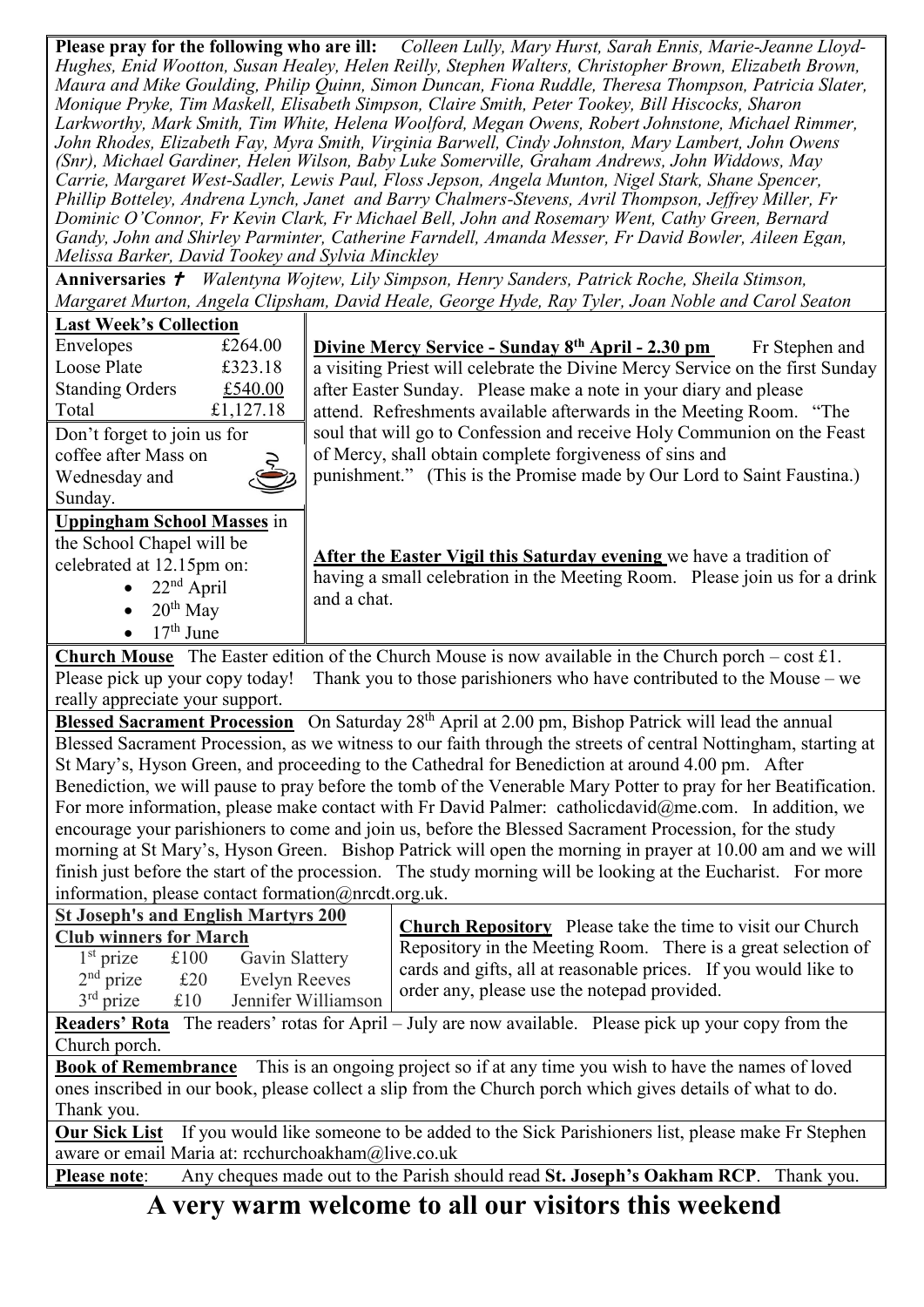**Please pray for the following who are ill:** *Colleen Lully, Mary Hurst, Sarah Ennis, Marie-Jeanne Lloyd-Hughes, Enid Wootton, Susan Healey, Helen Reilly, Stephen Walters, Christopher Brown, Elizabeth Brown, Maura and Mike Goulding, Philip Quinn, Simon Duncan, Fiona Ruddle, Theresa Thompson, Patricia Slater, Monique Pryke, Tim Maskell, Elisabeth Simpson, Claire Smith, Peter Tookey, Bill Hiscocks, Sharon Larkworthy, Mark Smith, Tim White, Helena Woolford, Megan Owens, Robert Johnstone, Michael Rimmer, John Rhodes, Elizabeth Fay, Myra Smith, Virginia Barwell, Cindy Johnston, Mary Lambert, John Owens (Snr), Michael Gardiner, Helen Wilson, Baby Luke Somerville, Graham Andrews, John Widdows, May Carrie, Margaret West-Sadler, Lewis Paul, Floss Jepson, Angela Munton, Nigel Stark, Shane Spencer, Phillip Botteley, Andrena Lynch, Janet and Barry Chalmers-Stevens, Avril Thompson, Jeffrey Miller, Fr Dominic O'Connor, Fr Kevin Clark, Fr Michael Bell, John and Rosemary Went, Cathy Green, Bernard Gandy, John and Shirley Parminter, Catherine Farndell, Amanda Messer, Fr David Bowler, Aileen Egan, Melissa Barker, David Tookey and Sylvia Minckley*

**Anniversaries** ✝ *Walentyna Wojtew, Lily Simpson, Henry Sanders, Patrick Roche, Sheila Stimson, Margaret Murton, Angela Clipsham, David Heale, George Hyde, Ray Tyler, Joan Noble and Carol Seaton*

**Last Week's Collection**

| | |
|---|---|
| Envelopes | £264.00 |
| Loose Plate | £323.18 |
| Standing Orders | £540.00 |
| Total | £1,127.18 |

Don't forget to join us for coffee after Mass on Wednesday and Sunday.

**Uppingham School Masses** in the School Chapel will be celebrated at 12.15pm on:

- 22nd April
- 20th May
- 17th June

**Divine Mercy Service - Sunday 8th April - 2.30 pm** Fr Stephen and a visiting Priest will celebrate the Divine Mercy Service on the first Sunday after Easter Sunday. Please make a note in your diary and please attend. Refreshments available afterwards in the Meeting Room. "The soul that will go to Confession and receive Holy Communion on the Feast of Mercy, shall obtain complete forgiveness of sins and punishment." (This is the Promise made by Our Lord to Saint Faustina.)

**After the Easter Vigil this Saturday evening** we have a tradition of having a small celebration in the Meeting Room. Please join us for a drink and a chat.

**Church Mouse** The Easter edition of the Church Mouse is now available in the Church porch – cost £1. Please pick up your copy today! Thank you to those parishioners who have contributed to the Mouse – we really appreciate your support.

**Blessed Sacrament Procession** On Saturday 28th April at 2.00 pm, Bishop Patrick will lead the annual Blessed Sacrament Procession, as we witness to our faith through the streets of central Nottingham, starting at St Mary's, Hyson Green, and proceeding to the Cathedral for Benediction at around 4.00 pm. After Benediction, we will pause to pray before the tomb of the Venerable Mary Potter to pray for her Beatification. For more information, please make contact with Fr David Palmer: catholicdavid@me.com. In addition, we encourage your parishioners to come and join us, before the Blessed Sacrament Procession, for the study morning at St Mary's, Hyson Green. Bishop Patrick will open the morning in prayer at 10.00 am and we will finish just before the start of the procession. The study morning will be looking at the Eucharist. For more information, please contact formation@nrcdt.org.uk.

**St Joseph's and English Martyrs 200 Club winners for March**

| | | |
|---|---|---|
| 1st prize | £100 | Gavin Slattery |
| 2nd prize | £20 | Evelyn Reeves |
| 3rd prize | £10 | Jennifer Williamson |

**Church Repository** Please take the time to visit our Church Repository in the Meeting Room. There is a great selection of cards and gifts, all at reasonable prices. If you would like to order any, please use the notepad provided.

**Readers' Rota** The readers' rotas for April – July are now available. Please pick up your copy from the Church porch.

**Book of Remembrance** This is an ongoing project so if at any time you wish to have the names of loved ones inscribed in our book, please collect a slip from the Church porch which gives details of what to do. Thank you.

**Our Sick List** If you would like someone to be added to the Sick Parishioners list, please make Fr Stephen aware or email Maria at: rcchurchoakham@live.co.uk

**Please note**: Any cheques made out to the Parish should read **St. Joseph's Oakham RCP**. Thank you.

# A very warm welcome to all our visitors this weekend